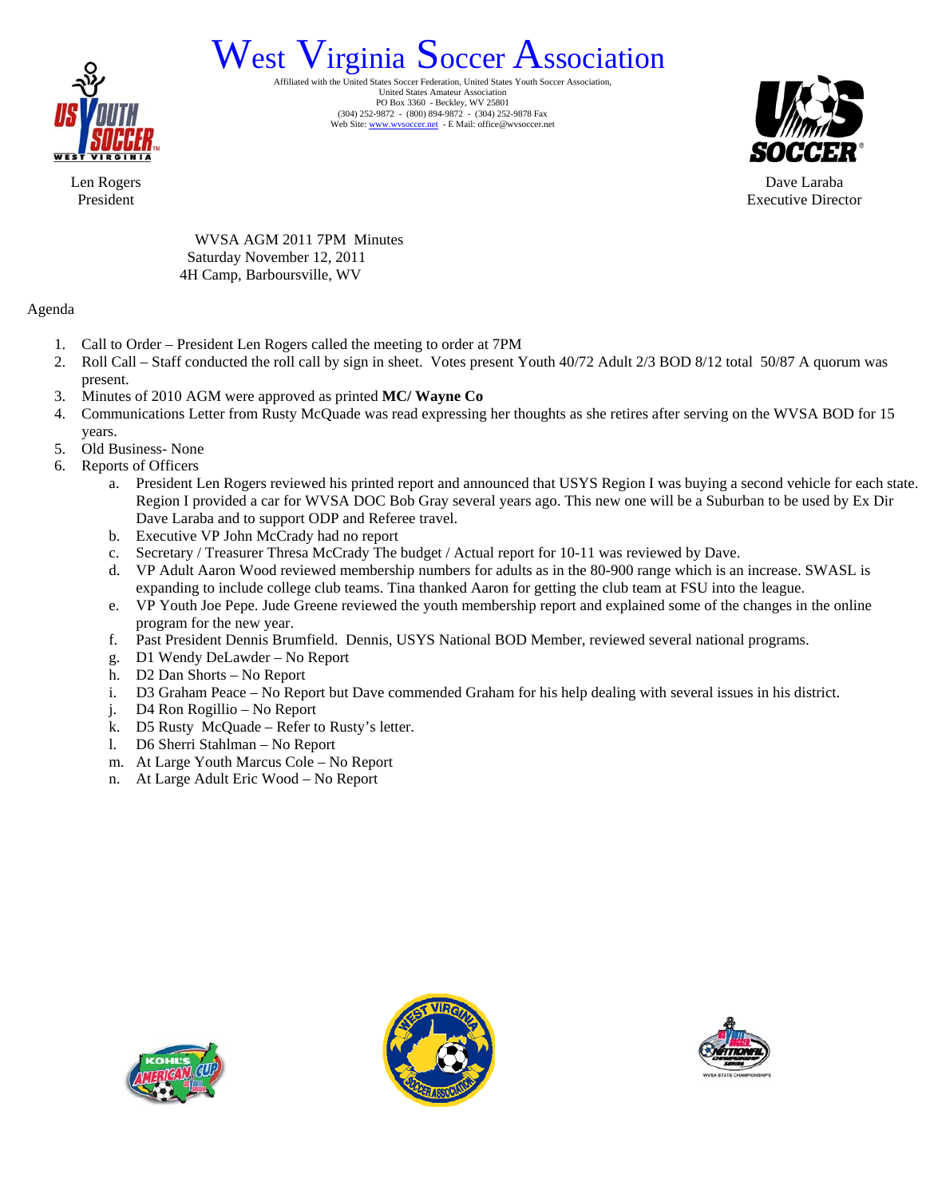# West Virginia Soccer Association

Affiliated with the United States Soccer Federation, United States Youth Soccer Association,
United States Amateur Association
PO Box 3360 - Beckley, WV 25801
(304) 252-9872 - (800) 894-9872 - (304) 252-9878 Fax
Web Site: www.wvsoccer.net - E Mail: office@wvsoccer.net

Len Rogers
President

Dave Laraba
Executive Director

WVSA AGM 2011 7PM Minutes
Saturday November 12, 2011
4H Camp, Barboursville, WV

Agenda

1. Call to Order – President Len Rogers called the meeting to order at 7PM
2. Roll Call – Staff conducted the roll call by sign in sheet. Votes present Youth 40/72 Adult 2/3 BOD 8/12 total 50/87 A quorum was present.
3. Minutes of 2010 AGM were approved as printed **MC/ Wayne Co**
4. Communications Letter from Rusty McQuade was read expressing her thoughts as she retires after serving on the WVSA BOD for 15 years.
5. Old Business- None
6. Reports of Officers
   a. President Len Rogers reviewed his printed report and announced that USYS Region I was buying a second vehicle for each state. Region I provided a car for WVSA DOC Bob Gray several years ago. This new one will be a Suburban to be used by Ex Dir Dave Laraba and to support ODP and Referee travel.
   b. Executive VP John McCrady had no report
   c. Secretary / Treasurer Thresa McCrady The budget / Actual report for 10-11 was reviewed by Dave.
   d. VP Adult Aaron Wood reviewed membership numbers for adults as in the 80-900 range which is an increase. SWASL is expanding to include college club teams. Tina thanked Aaron for getting the club team at FSU into the league.
   e. VP Youth Joe Pepe. Jude Greene reviewed the youth membership report and explained some of the changes in the online program for the new year.
   f. Past President Dennis Brumfield. Dennis, USYS National BOD Member, reviewed several national programs.
   g. D1 Wendy DeLawder – No Report
   h. D2 Dan Shorts – No Report
   i. D3 Graham Peace – No Report but Dave commended Graham for his help dealing with several issues in his district.
   j. D4 Ron Rogillio – No Report
   k. D5 Rusty McQuade – Refer to Rusty's letter.
   l. D6 Sherri Stahlman – No Report
   m. At Large Youth Marcus Cole – No Report
   n. At Large Adult Eric Wood – No Report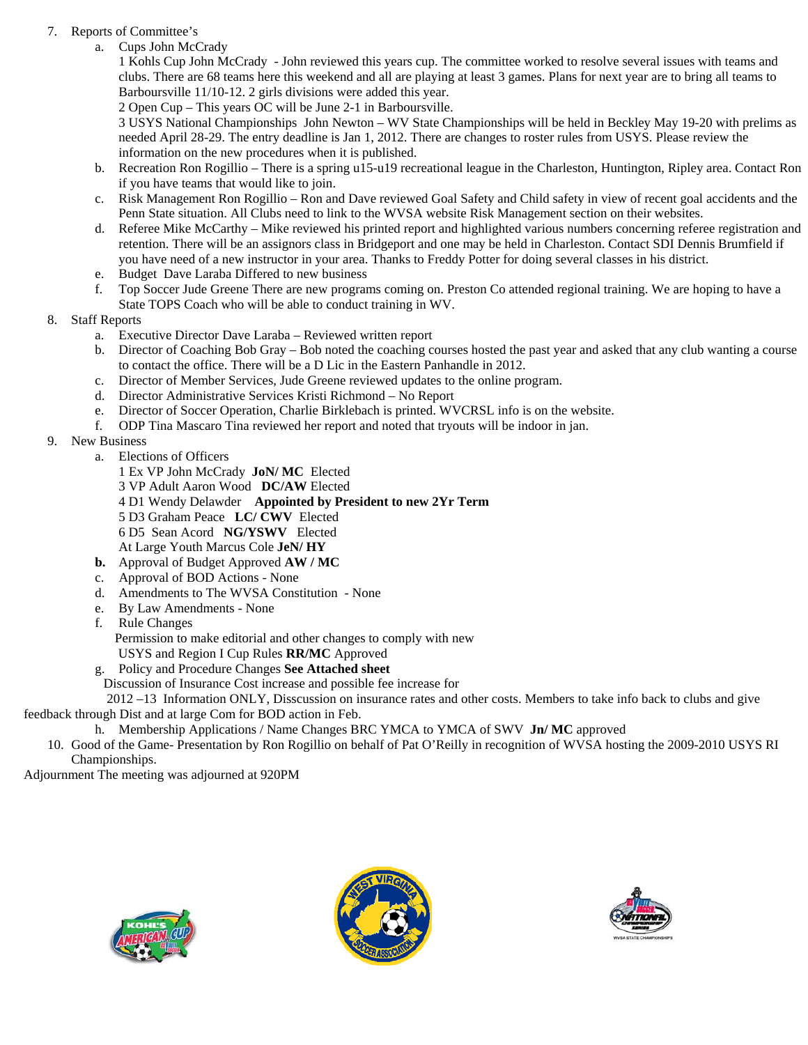7. Reports of Committee's
   a. Cups John McCrady
      1 Kohls Cup John McCrady - John reviewed this years cup. The committee worked to resolve several issues with teams and clubs. There are 68 teams here this weekend and all are playing at least 3 games. Plans for next year are to bring all teams to Barboursville 11/10-12. 2 girls divisions were added this year.
      2 Open Cup – This years OC will be June 2-1 in Barboursville.
      3 USYS National Championships John Newton – WV State Championships will be held in Beckley May 19-20 with prelims as needed April 28-29. The entry deadline is Jan 1, 2012. There are changes to roster rules from USYS. Please review the information on the new procedures when it is published.
   b. Recreation Ron Rogillio – There is a spring u15-u19 recreational league in the Charleston, Huntington, Ripley area. Contact Ron if you have teams that would like to join.
   c. Risk Management Ron Rogillio – Ron and Dave reviewed Goal Safety and Child safety in view of recent goal accidents and the Penn State situation. All Clubs need to link to the WVSA website Risk Management section on their websites.
   d. Referee Mike McCarthy – Mike reviewed his printed report and highlighted various numbers concerning referee registration and retention. There will be an assignors class in Bridgeport and one may be held in Charleston. Contact SDI Dennis Brumfield if you have need of a new instructor in your area. Thanks to Freddy Potter for doing several classes in his district.
   e. Budget Dave Laraba Differed to new business
   f. Top Soccer Jude Greene There are new programs coming on. Preston Co attended regional training. We are hoping to have a State TOPS Coach who will be able to conduct training in WV.
8. Staff Reports
   a. Executive Director Dave Laraba – Reviewed written report
   b. Director of Coaching Bob Gray – Bob noted the coaching courses hosted the past year and asked that any club wanting a course to contact the office. There will be a D Lic in the Eastern Panhandle in 2012.
   c. Director of Member Services, Jude Greene reviewed updates to the online program.
   d. Director Administrative Services Kristi Richmond – No Report
   e. Director of Soccer Operation, Charlie Birklebach is printed. WVCRSL info is on the website.
   f. ODP Tina Mascaro Tina reviewed her report and noted that tryouts will be indoor in jan.
9. New Business
   a. Elections of Officers
      1 Ex VP John McCrady **JoN/ MC** Elected
      3 VP Adult Aaron Wood **DC/AW** Elected
      4 D1 Wendy Delawder **Appointed by President to new 2Yr Term**
      5 D3 Graham Peace **LC/ CWV** Elected
      6 D5 Sean Acord **NG/YSWV** Elected
      At Large Youth Marcus Cole **JeN/ HY**
   **b.** Approval of Budget Approved **AW / MC**
   c. Approval of BOD Actions - None
   d. Amendments to The WVSA Constitution - None
   e. By Law Amendments - None
   f. Rule Changes
      Permission to make editorial and other changes to comply with new USYS and Region I Cup Rules **RR/MC** Approved
   g. Policy and Procedure Changes **See Attached sheet**
      Discussion of Insurance Cost increase and possible fee increase for 2012 –13 Information ONLY, Disscussion on insurance rates and other costs. Members to take info back to clubs and give feedback through Dist and at large Com for BOD action in Feb.
   h. Membership Applications / Name Changes BRC YMCA to YMCA of SWV **Jn/ MC** approved
10. Good of the Game- Presentation by Ron Rogillio on behalf of Pat O'Reilly in recognition of WVSA hosting the 2009-2010 USYS RI Championships.

Adjournment The meeting was adjourned at 920PM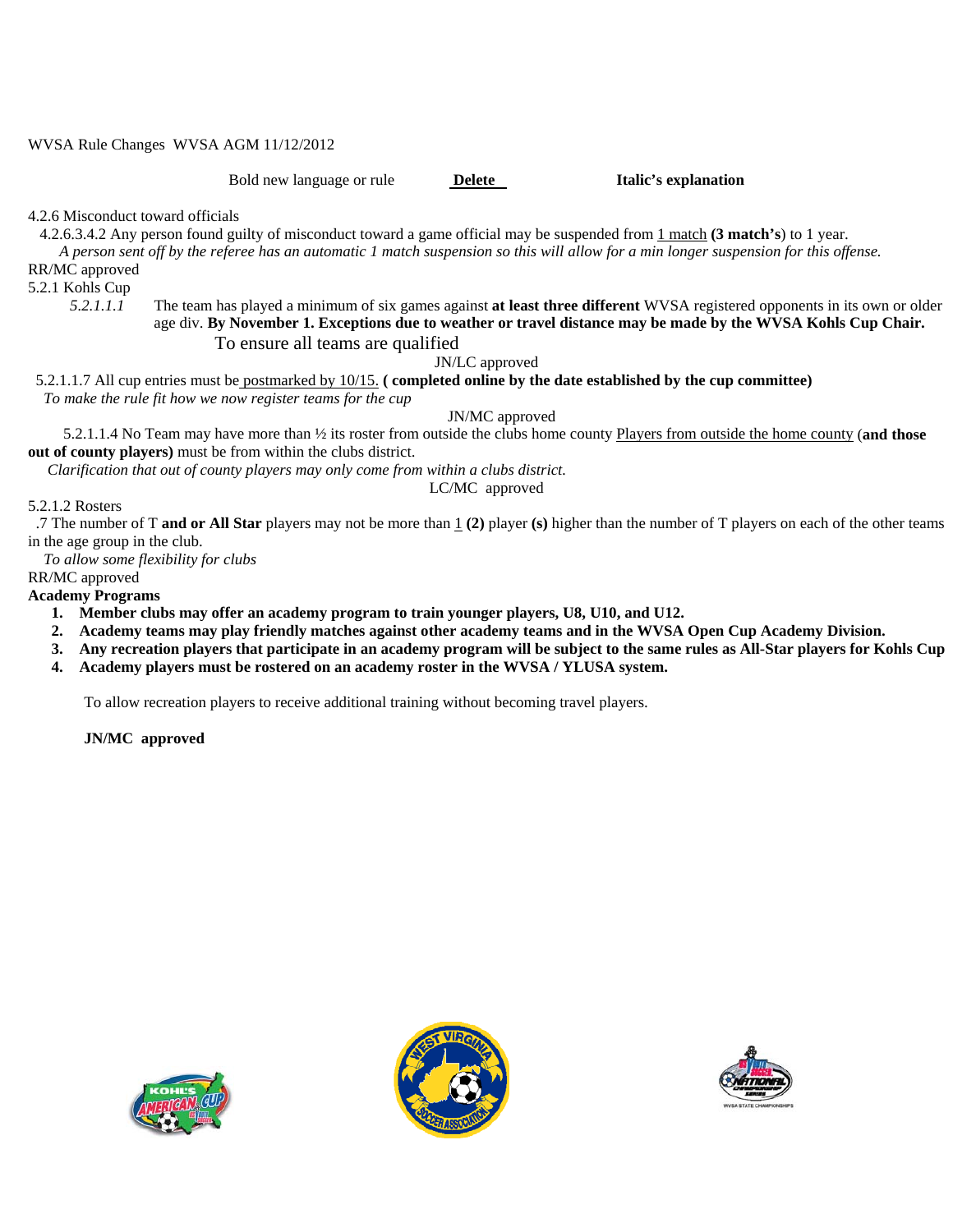WVSA Rule Changes WVSA AGM 11/12/2012

Bold new language or rule **Delete** **Italic's explanation**

4.2.6 Misconduct toward officials

4.2.6.3.4.2 Any person found guilty of misconduct toward a game official may be suspended from 1 match **(3 match's)** to 1 year.

*A person sent off by the referee has an automatic 1 match suspension so this will allow for a min longer suspension for this offense.*

RR/MC approved

5.2.1 Kohls Cup

*5.2.1.1.1* The team has played a minimum of six games against **at least three different** WVSA registered opponents in its own or older age div. **By November 1. Exceptions due to weather or travel distance may be made by the WVSA Kohls Cup Chair.**

To ensure all teams are qualified

JN/LC approved

5.2.1.1.7 All cup entries must be postmarked by 10/15. **( completed online by the date established by the cup committee)**

*To make the rule fit how we now register teams for the cup*

JN/MC approved

5.2.1.1.4 No Team may have more than ½ its roster from outside the clubs home county Players from outside the home county (**and those out of county players)** must be from within the clubs district.

*Clarification that out of county players may only come from within a clubs district.*

LC/MC approved

5.2.1.2 Rosters

.7 The number of T **and or All Star** players may not be more than 1 **(2)** player **(s)** higher than the number of T players on each of the other teams in the age group in the club.

*To allow some flexibility for clubs*

RR/MC approved

**Academy Programs**

1. **Member clubs may offer an academy program to train younger players, U8, U10, and U12.**
2. **Academy teams may play friendly matches against other academy teams and in the WVSA Open Cup Academy Division.**
3. **Any recreation players that participate in an academy program will be subject to the same rules as All-Star players for Kohls Cup**
4. **Academy players must be rostered on an academy roster in the WVSA / YLUSA system.**

To allow recreation players to receive additional training without becoming travel players.

**JN/MC approved**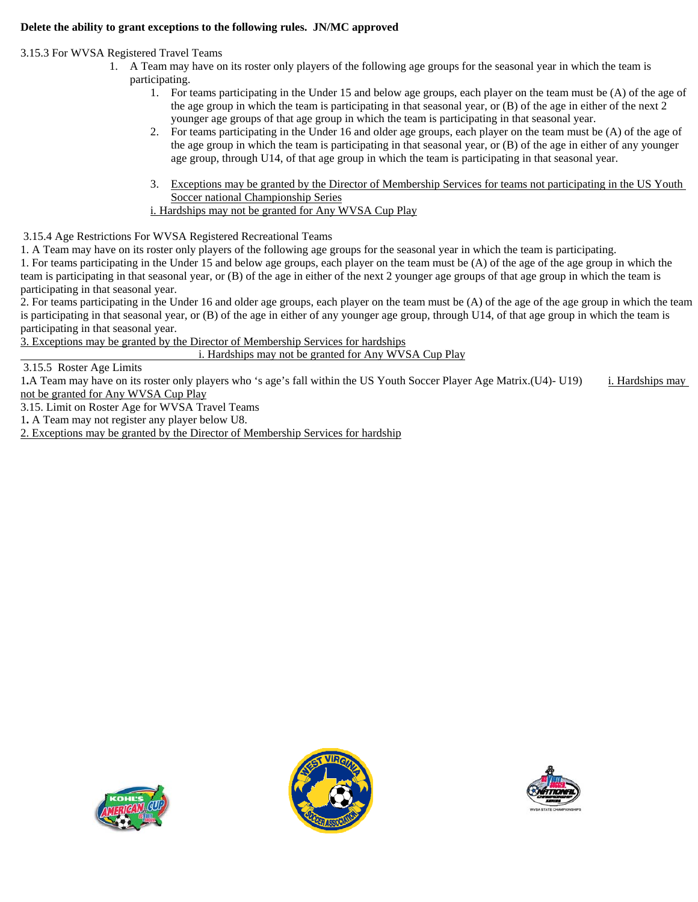**Delete the ability to grant exceptions to the following rules. JN/MC approved**

3.15.3 For WVSA Registered Travel Teams

1. A Team may have on its roster only players of the following age groups for the seasonal year in which the team is participating.
    1. For teams participating in the Under 15 and below age groups, each player on the team must be (A) of the age of the age group in which the team is participating in that seasonal year, or (B) of the age in either of the next 2 younger age groups of that age group in which the team is participating in that seasonal year.
    2. For teams participating in the Under 16 and older age groups, each player on the team must be (A) of the age of the age group in which the team is participating in that seasonal year, or (B) of the age in either of any younger age group, through U14, of that age group in which the team is participating in that seasonal year.
    3. <u>Exceptions may be granted by the Director of Membership Services for teams not participating in the US Youth Soccer national Championship Series</u>

    <u>i. Hardships may not be granted for Any WVSA Cup Play</u>

3.15.4 Age Restrictions For WVSA Registered Recreational Teams

1. A Team may have on its roster only players of the following age groups for the seasonal year in which the team is participating.

1. For teams participating in the Under 15 and below age groups, each player on the team must be (A) of the age of the age group in which the team is participating in that seasonal year, or (B) of the age in either of the next 2 younger age groups of that age group in which the team is participating in that seasonal year.

2. For teams participating in the Under 16 and older age groups, each player on the team must be (A) of the age of the age group in which the team is participating in that seasonal year, or (B) of the age in either of any younger age group, through U14, of that age group in which the team is participating in that seasonal year.

<u>3. Exceptions may be granted by the Director of Membership Services for hardships</u>

<u>i. Hardships may not be granted for Any WVSA Cup Play</u>

3.15.5 Roster Age Limits

1**.**A Team may have on its roster only players who 's age's fall within the US Youth Soccer Player Age Matrix.(U4)- U19) <u>i. Hardships may not be granted for Any WVSA Cup Play</u>

3.15. Limit on Roster Age for WVSA Travel Teams

1**.** A Team may not register any player below U8.

<u>2. Exceptions may be granted by the Director of Membership Services for hardship</u>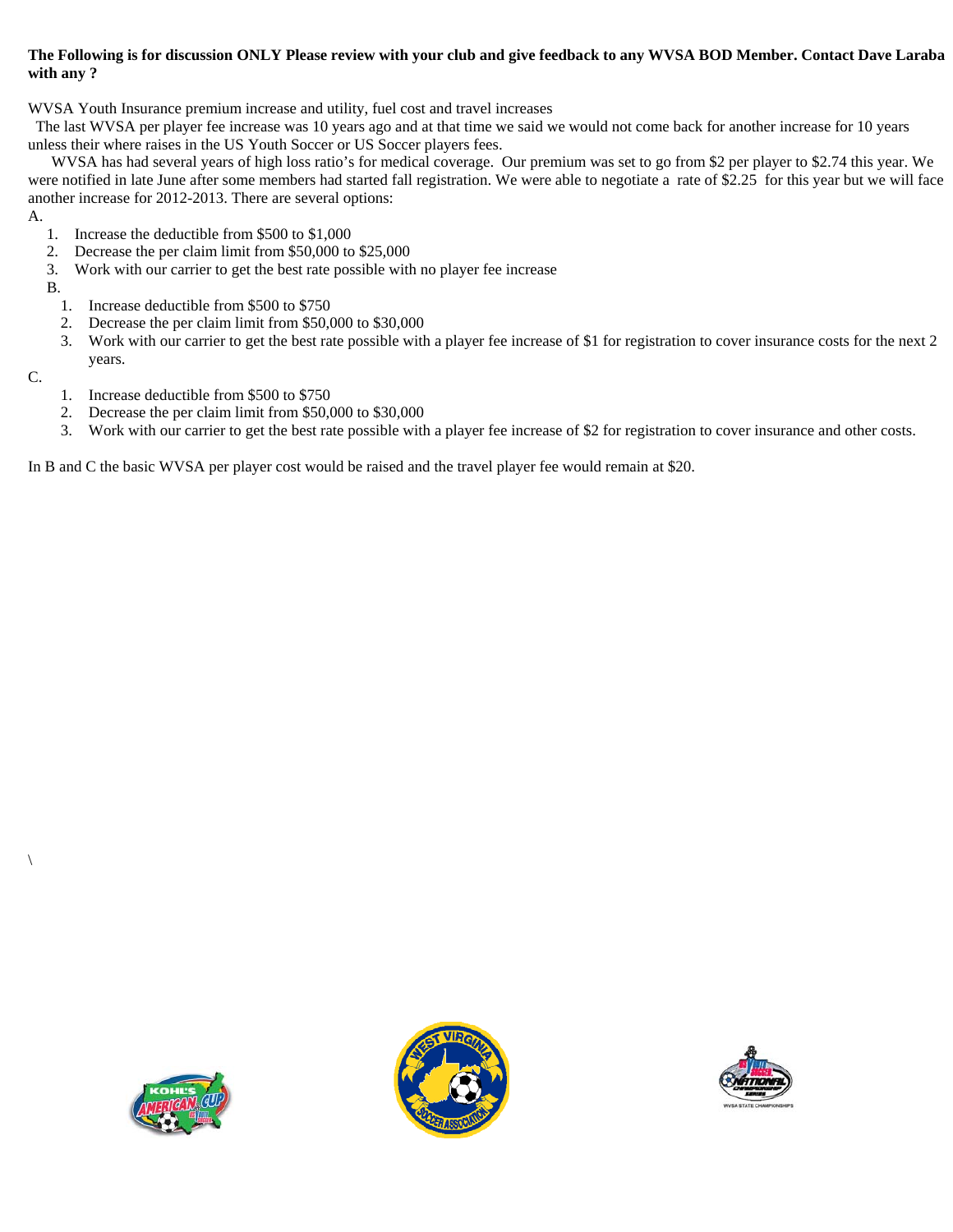**The Following is for discussion ONLY Please review with your club and give feedback to any WVSA BOD Member. Contact Dave Laraba with any ?**

WVSA Youth Insurance premium increase and utility, fuel cost and travel increases

The last WVSA per player fee increase was 10 years ago and at that time we said we would not come back for another increase for 10 years unless their where raises in the US Youth Soccer or US Soccer players fees.

WVSA has had several years of high loss ratio's for medical coverage. Our premium was set to go from $2 per player to $2.74 this year. We were notified in late June after some members had started fall registration. We were able to negotiate a rate of $2.25 for this year but we will face another increase for 2012-2013. There are several options:

A.

1. Increase the deductible from $500 to $1,000
2. Decrease the per claim limit from $50,000 to $25,000
3. Work with our carrier to get the best rate possible with no player fee increase

B.

1. Increase deductible from $500 to $750
2. Decrease the per claim limit from $50,000 to $30,000
3. Work with our carrier to get the best rate possible with a player fee increase of $1 for registration to cover insurance costs for the next 2 years.

C.

1. Increase deductible from $500 to $750
2. Decrease the per claim limit from $50,000 to $30,000
3. Work with our carrier to get the best rate possible with a player fee increase of $2 for registration to cover insurance and other costs.

In B and C the basic WVSA per player cost would be raised and the travel player fee would remain at $20.

\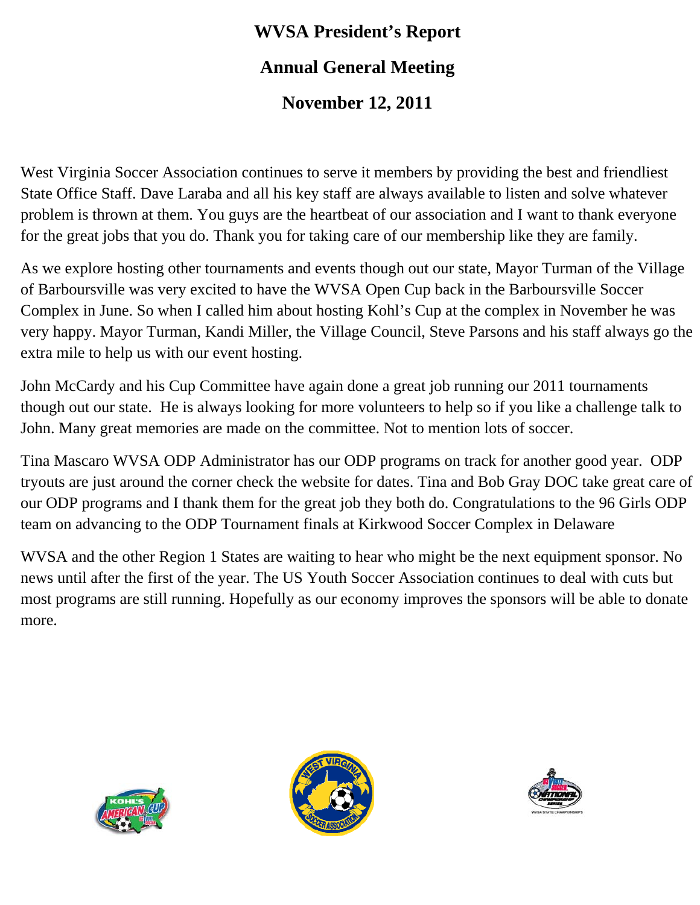# WVSA President's Report

## Annual General Meeting

## November 12, 2011

West Virginia Soccer Association continues to serve it members by providing the best and friendliest State Office Staff. Dave Laraba and all his key staff are always available to listen and solve whatever problem is thrown at them. You guys are the heartbeat of our association and I want to thank everyone for the great jobs that you do. Thank you for taking care of our membership like they are family.

As we explore hosting other tournaments and events though out our state, Mayor Turman of the Village of Barboursville was very excited to have the WVSA Open Cup back in the Barboursville Soccer Complex in June. So when I called him about hosting Kohl's Cup at the complex in November he was very happy. Mayor Turman, Kandi Miller, the Village Council, Steve Parsons and his staff always go the extra mile to help us with our event hosting.

John McCardy and his Cup Committee have again done a great job running our 2011 tournaments though out our state. He is always looking for more volunteers to help so if you like a challenge talk to John. Many great memories are made on the committee. Not to mention lots of soccer.

Tina Mascaro WVSA ODP Administrator has our ODP programs on track for another good year. ODP tryouts are just around the corner check the website for dates. Tina and Bob Gray DOC take great care of our ODP programs and I thank them for the great job they both do. Congratulations to the 96 Girls ODP team on advancing to the ODP Tournament finals at Kirkwood Soccer Complex in Delaware

WVSA and the other Region 1 States are waiting to hear who might be the next equipment sponsor. No news until after the first of the year. The US Youth Soccer Association continues to deal with cuts but most programs are still running. Hopefully as our economy improves the sponsors will be able to donate more.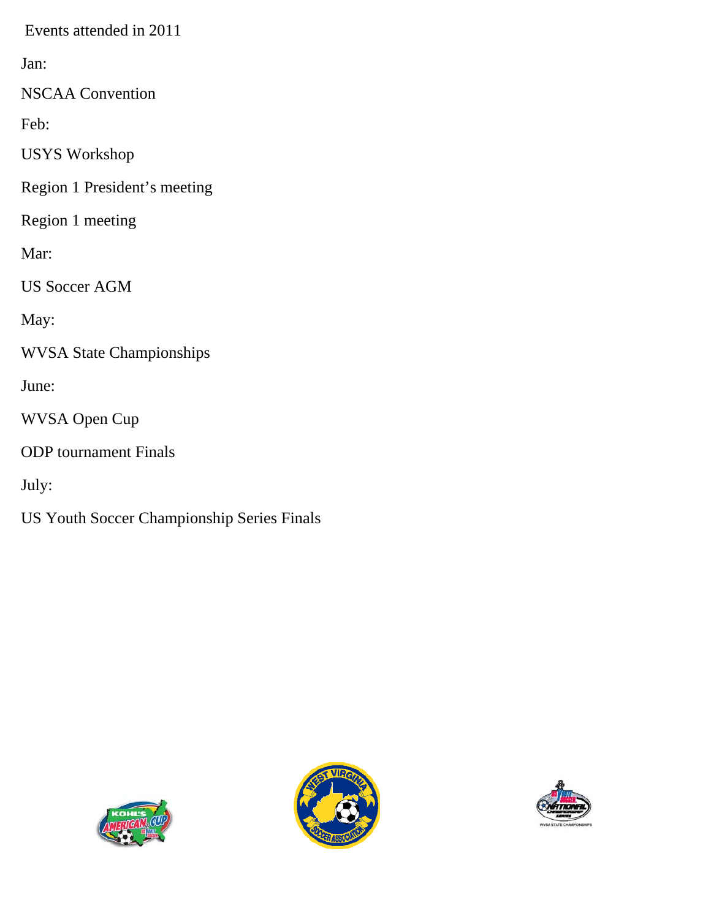Events attended in 2011

Jan:

NSCAA Convention

Feb:

USYS Workshop

Region 1 President’s meeting

Region 1 meeting

Mar:

US Soccer AGM

May:

WVSA State Championships

June:

WVSA Open Cup

ODP tournament Finals

July:

US Youth Soccer Championship Series Finals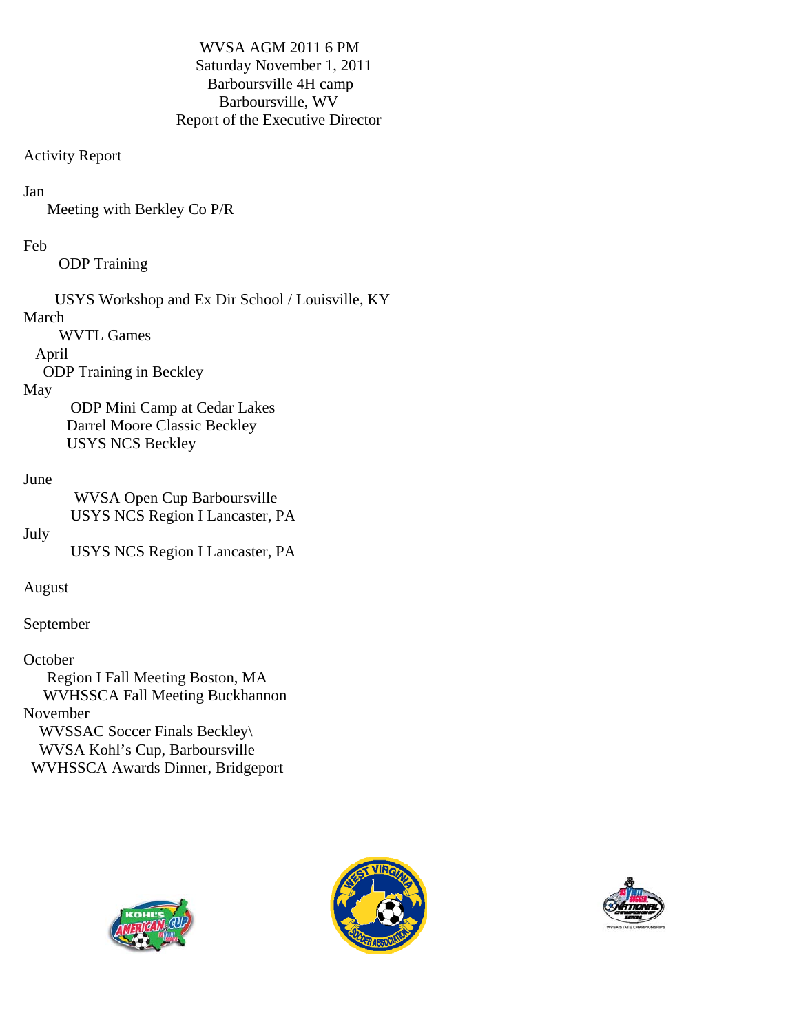WVSA AGM 2011 6 PM
Saturday November 1, 2011
Barboursville 4H camp
Barboursville, WV
Report of the Executive Director

Activity Report

Jan
- Meeting with Berkley Co P/R

Feb
- ODP Training
- USYS Workshop and Ex Dir School / Louisville, KY

March
- WVTL Games

April
- ODP Training in Beckley

May
- ODP Mini Camp at Cedar Lakes
- Darrel Moore Classic Beckley
- USYS NCS Beckley

June
- WVSA Open Cup Barboursville
- USYS NCS Region I Lancaster, PA

July
- USYS NCS Region I Lancaster, PA

August

September

October
- Region I Fall Meeting Boston, MA
- WVHSSCA Fall Meeting Buckhannon

November
- WVSSAC Soccer Finals Beckley\
- WVSA Kohl's Cup, Barboursville
- WVHSSCA Awards Dinner, Bridgeport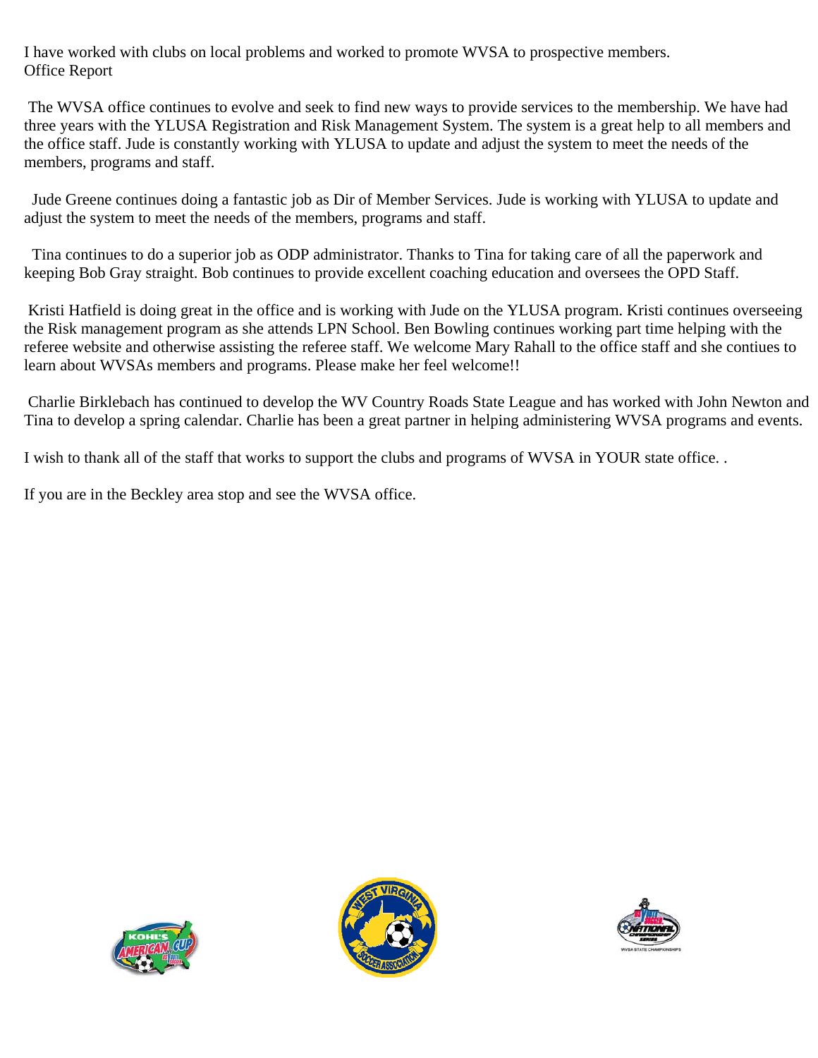I have worked with clubs on local problems and worked to promote WVSA to prospective members.
Office Report

The WVSA office continues to evolve and seek to find new ways to provide services to the membership. We have had three years with the YLUSA Registration and Risk Management System. The system is a great help to all members and the office staff. Jude is constantly working with YLUSA to update and adjust the system to meet the needs of the members, programs and staff.

Jude Greene continues doing a fantastic job as Dir of Member Services. Jude is working with YLUSA to update and adjust the system to meet the needs of the members, programs and staff.

Tina continues to do a superior job as ODP administrator. Thanks to Tina for taking care of all the paperwork and keeping Bob Gray straight. Bob continues to provide excellent coaching education and oversees the OPD Staff.

Kristi Hatfield is doing great in the office and is working with Jude on the YLUSA program. Kristi continues overseeing the Risk management program as she attends LPN School. Ben Bowling continues working part time helping with the referee website and otherwise assisting the referee staff. We welcome Mary Rahall to the office staff and she contiues to learn about WVSAs members and programs. Please make her feel welcome!!

Charlie Birklebach has continued to develop the WV Country Roads State League and has worked with John Newton and Tina to develop a spring calendar. Charlie has been a great partner in helping administering WVSA programs and events.

I wish to thank all of the staff that works to support the clubs and programs of WVSA in YOUR state office. .

If you are in the Beckley area stop and see the WVSA office.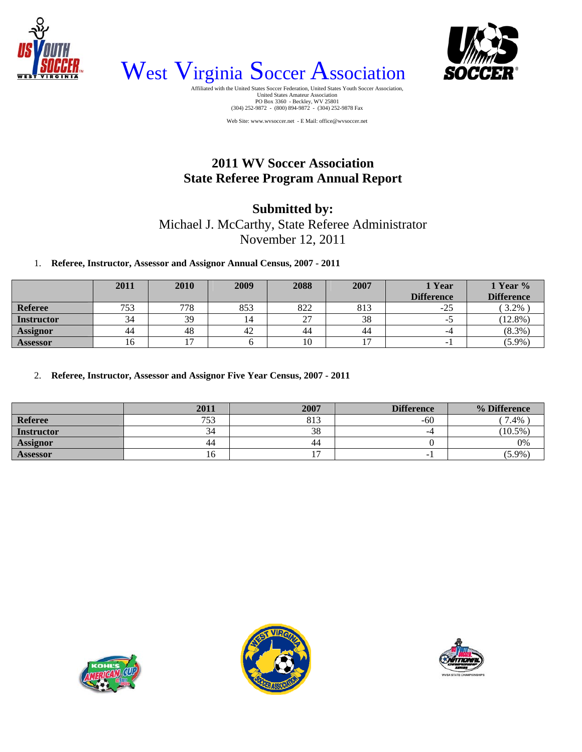# West Virginia Soccer Association

Affiliated with the United States Soccer Federation, United States Youth Soccer Association,
United States Amateur Association
PO Box 3360 - Beckley, WV 25801
(304) 252-9872 - (800) 894-9872 - (304) 252-9878 Fax

Web Site: www.wvsoccer.net - E Mail: office@wvsoccer.net

## 2011 WV Soccer Association
## State Referee Program Annual Report

**Submitted by:**

Michael J. McCarthy, State Referee Administrator
November 12, 2011

1. **Referee, Instructor, Assessor and Assignor Annual Census, 2007 - 2011**

| | 2011 | 2010 | 2009 | 2088 | 2007 | 1 Year Difference | 1 Year % Difference |
|---|---|---|---|---|---|---|---|
| **Referee** | 753 | 778 | 853 | 822 | 813 | -25 | ( 3.2% ) |
| **Instructor** | 34 | 39 | 14 | 27 | 38 | -5 | (12.8%) |
| **Assignor** | 44 | 48 | 42 | 44 | 44 | -4 | (8.3%) |
| **Assessor** | 16 | 17 | 6 | 10 | 17 | -1 | (5.9%) |

2. **Referee, Instructor, Assessor and Assignor Five Year Census, 2007 - 2011**

| | 2011 | 2007 | Difference | % Difference |
|---|---|---|---|---|
| **Referee** | 753 | 813 | -60 | ( 7.4% ) |
| **Instructor** | 34 | 38 | -4 | (10.5%) |
| **Assignor** | 44 | 44 | 0 | 0% |
| **Assessor** | 16 | 17 | -1 | (5.9%) |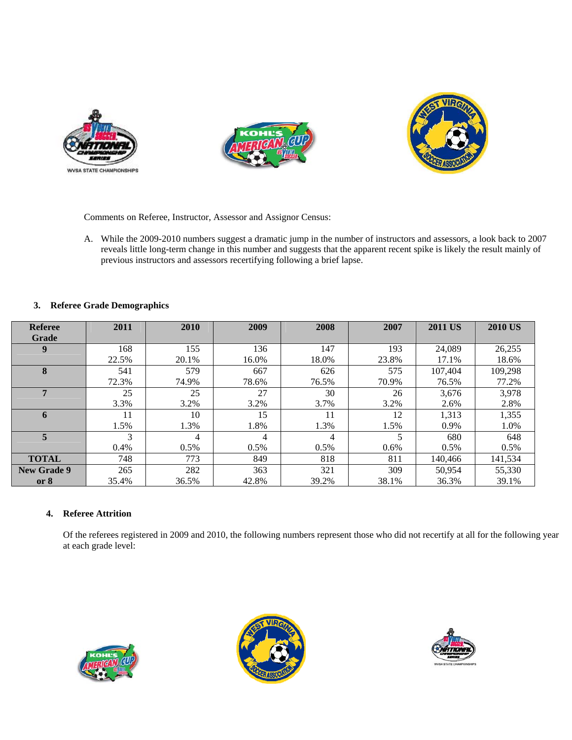Comments on Referee, Instructor, Assessor and Assignor Census:

A. While the 2009-2010 numbers suggest a dramatic jump in the number of instructors and assessors, a look back to 2007 reveals little long-term change in this number and suggests that the apparent recent spike is likely the result mainly of previous instructors and assessors recertifying following a brief lapse.

## 3. Referee Grade Demographics

| Referee Grade | 2011 | 2010 | 2009 | 2008 | 2007 | 2011 US | 2010 US |
|---|---|---|---|---|---|---|---|
| 9 | 168<br>22.5% | 155<br>20.1% | 136<br>16.0% | 147<br>18.0% | 193<br>23.8% | 24,089<br>17.1% | 26,255<br>18.6% |
| 8 | 541<br>72.3% | 579<br>74.9% | 667<br>78.6% | 626<br>76.5% | 575<br>70.9% | 107,404<br>76.5% | 109,298<br>77.2% |
| 7 | 25<br>3.3% | 25<br>3.2% | 27<br>3.2% | 30<br>3.7% | 26<br>3.2% | 3,676<br>2.6% | 3,978<br>2.8% |
| 6 | 11<br>1.5% | 10<br>1.3% | 15<br>1.8% | 11<br>1.3% | 12<br>1.5% | 1,313<br>0.9% | 1,355<br>1.0% |
| 5 | 3<br>0.4% | 4<br>0.5% | 4<br>0.5% | 4<br>0.5% | 5<br>0.6% | 680<br>0.5% | 648<br>0.5% |
| TOTAL | 748 | 773 | 849 | 818 | 811 | 140,466 | 141,534 |
| New Grade 9 or 8 | 265<br>35.4% | 282<br>36.5% | 363<br>42.8% | 321<br>39.2% | 309<br>38.1% | 50,954<br>36.3% | 55,330<br>39.1% |

## 4. Referee Attrition

Of the referees registered in 2009 and 2010, the following numbers represent those who did not recertify at all for the following year at each grade level: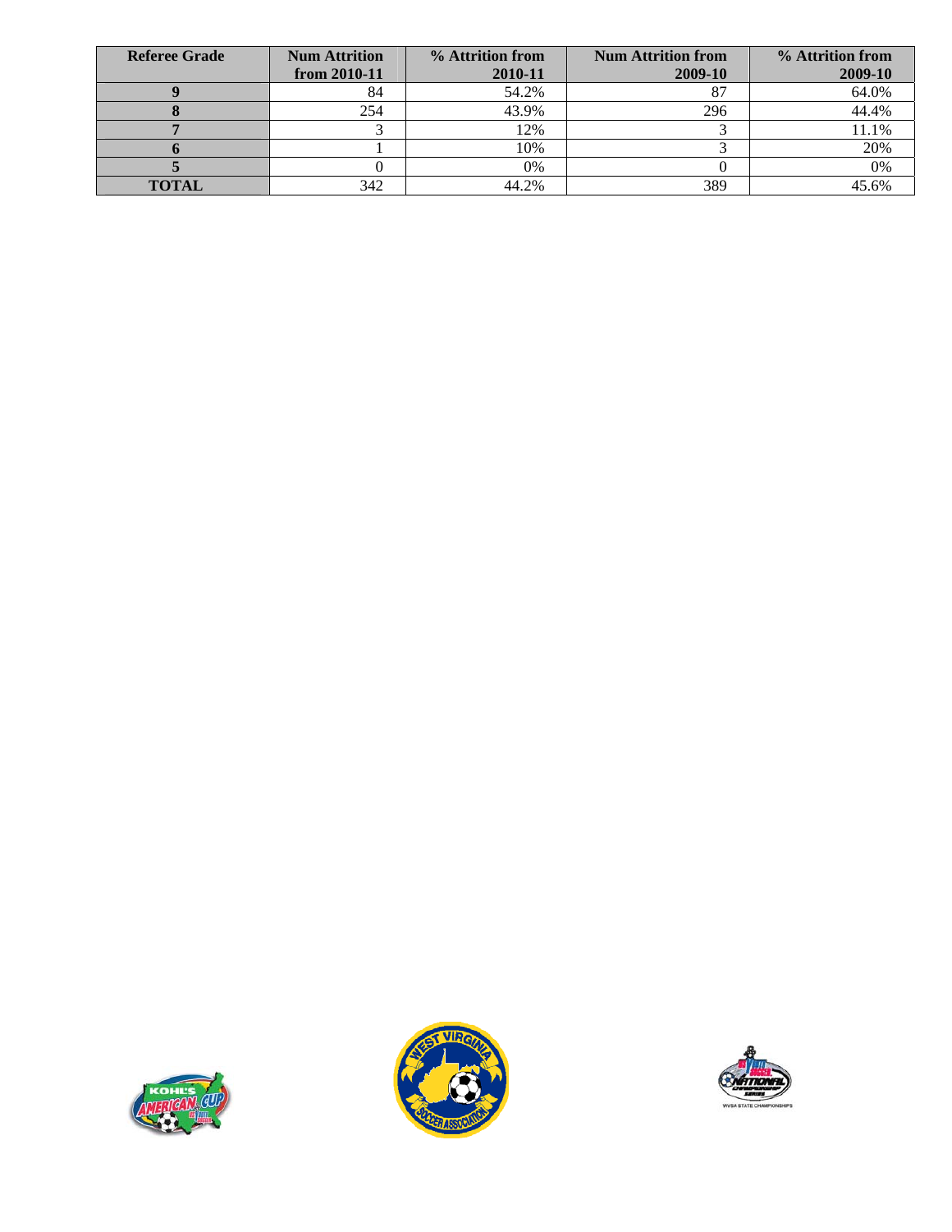| Referee Grade | Num Attrition from 2010-11 | % Attrition from 2010-11 | Num Attrition from 2009-10 | % Attrition from 2009-10 |
|---|---|---|---|---|
| **9** | 84 | 54.2% | 87 | 64.0% |
| **8** | 254 | 43.9% | 296 | 44.4% |
| **7** | 3 | 12% | 3 | 11.1% |
| **6** | 1 | 10% | 3 | 20% |
| **5** | 0 | 0% | 0 | 0% |
| **TOTAL** | 342 | 44.2% | 389 | 45.6% |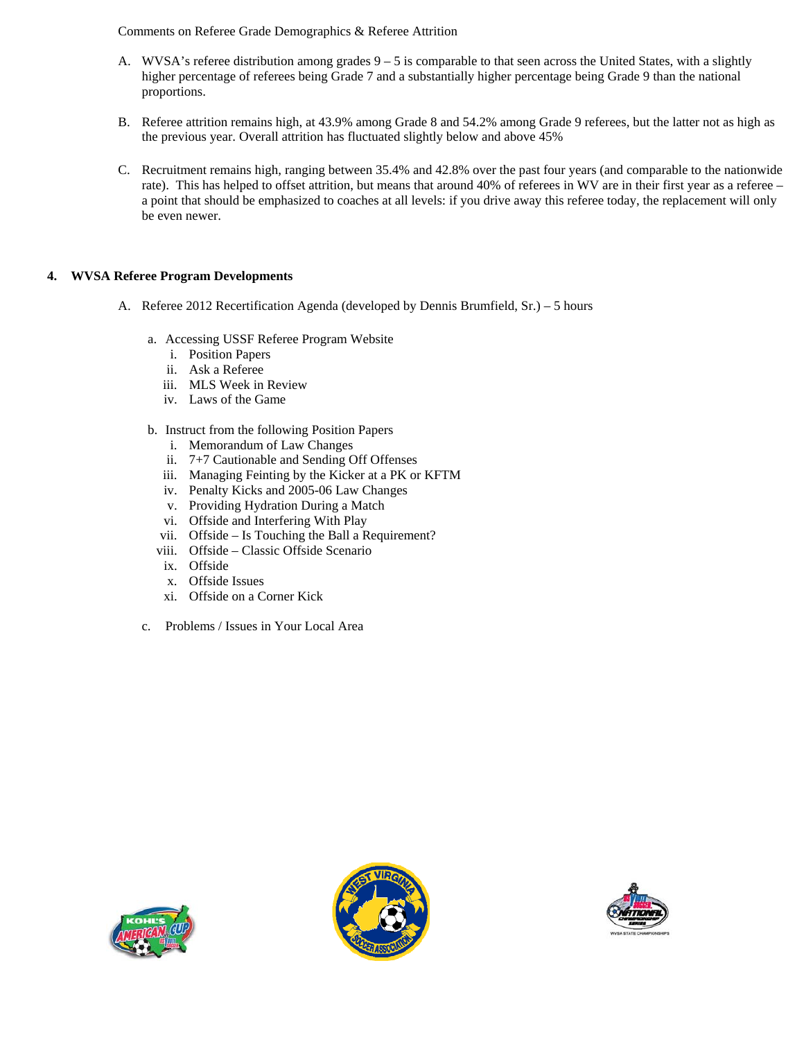Comments on Referee Grade Demographics & Referee Attrition

A. WVSA's referee distribution among grades 9 – 5 is comparable to that seen across the United States, with a slightly higher percentage of referees being Grade 7 and a substantially higher percentage being Grade 9 than the national proportions.

B. Referee attrition remains high, at 43.9% among Grade 8 and 54.2% among Grade 9 referees, but the latter not as high as the previous year. Overall attrition has fluctuated slightly below and above 45%

C. Recruitment remains high, ranging between 35.4% and 42.8% over the past four years (and comparable to the nationwide rate). This has helped to offset attrition, but means that around 40% of referees in WV are in their first year as a referee – a point that should be emphasized to coaches at all levels: if you drive away this referee today, the replacement will only be even newer.

**4. WVSA Referee Program Developments**

A. Referee 2012 Recertification Agenda (developed by Dennis Brumfield, Sr.) – 5 hours

a. Accessing USSF Referee Program Website
   i. Position Papers
   ii. Ask a Referee
   iii. MLS Week in Review
   iv. Laws of the Game

b. Instruct from the following Position Papers
   i. Memorandum of Law Changes
   ii. 7+7 Cautionable and Sending Off Offenses
   iii. Managing Feinting by the Kicker at a PK or KFTM
   iv. Penalty Kicks and 2005-06 Law Changes
   v. Providing Hydration During a Match
   vi. Offside and Interfering With Play
   vii. Offside – Is Touching the Ball a Requirement?
   viii. Offside – Classic Offside Scenario
   ix. Offside
   x. Offside Issues
   xi. Offside on a Corner Kick

c. Problems / Issues in Your Local Area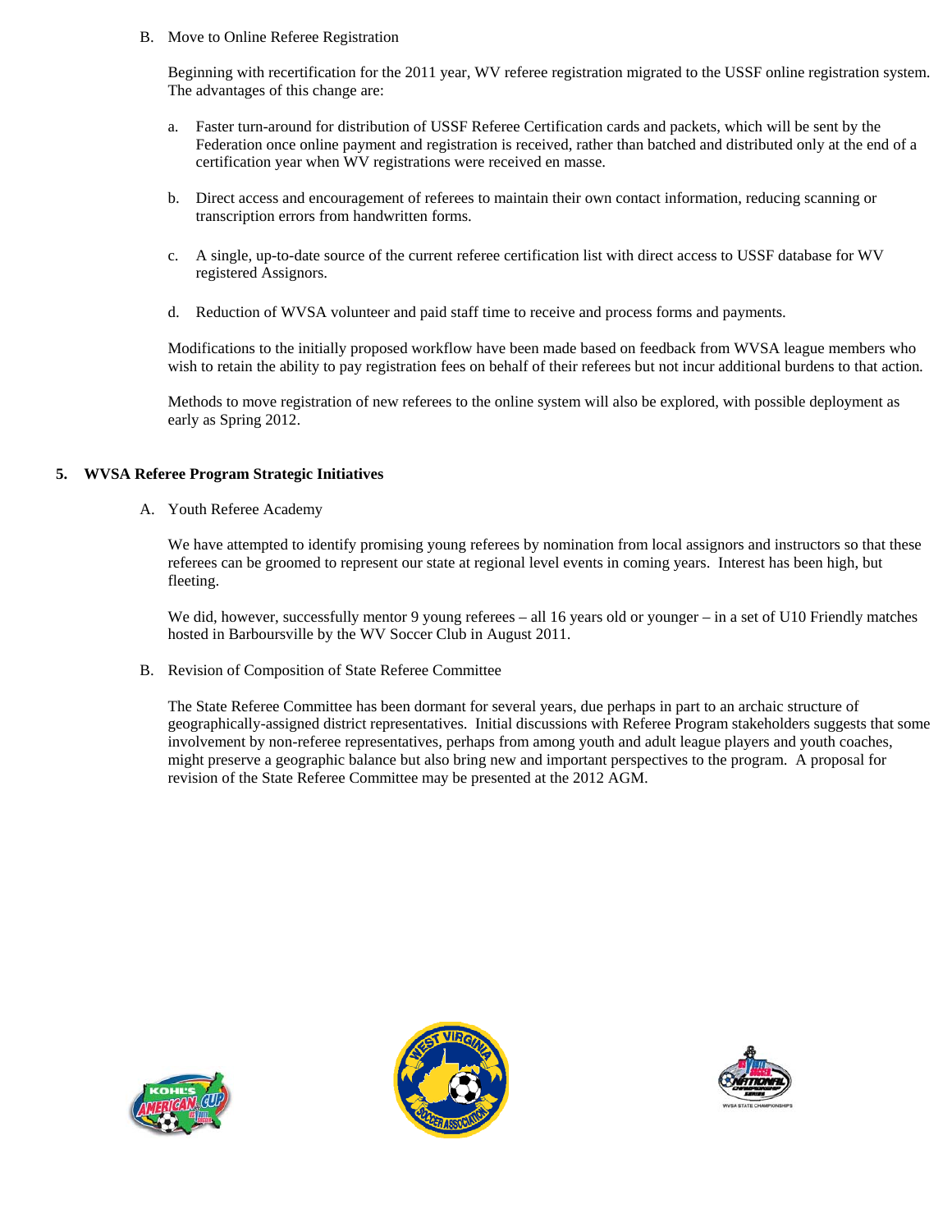B. Move to Online Referee Registration

Beginning with recertification for the 2011 year, WV referee registration migrated to the USSF online registration system. The advantages of this change are:

a. Faster turn-around for distribution of USSF Referee Certification cards and packets, which will be sent by the Federation once online payment and registration is received, rather than batched and distributed only at the end of a certification year when WV registrations were received en masse.

b. Direct access and encouragement of referees to maintain their own contact information, reducing scanning or transcription errors from handwritten forms.

c. A single, up-to-date source of the current referee certification list with direct access to USSF database for WV registered Assignors.

d. Reduction of WVSA volunteer and paid staff time to receive and process forms and payments.

Modifications to the initially proposed workflow have been made based on feedback from WVSA league members who wish to retain the ability to pay registration fees on behalf of their referees but not incur additional burdens to that action.

Methods to move registration of new referees to the online system will also be explored, with possible deployment as early as Spring 2012.

## 5. WVSA Referee Program Strategic Initiatives

A. Youth Referee Academy

We have attempted to identify promising young referees by nomination from local assignors and instructors so that these referees can be groomed to represent our state at regional level events in coming years. Interest has been high, but fleeting.

We did, however, successfully mentor 9 young referees – all 16 years old or younger – in a set of U10 Friendly matches hosted in Barboursville by the WV Soccer Club in August 2011.

B. Revision of Composition of State Referee Committee

The State Referee Committee has been dormant for several years, due perhaps in part to an archaic structure of geographically-assigned district representatives. Initial discussions with Referee Program stakeholders suggests that some involvement by non-referee representatives, perhaps from among youth and adult league players and youth coaches, might preserve a geographic balance but also bring new and important perspectives to the program. A proposal for revision of the State Referee Committee may be presented at the 2012 AGM.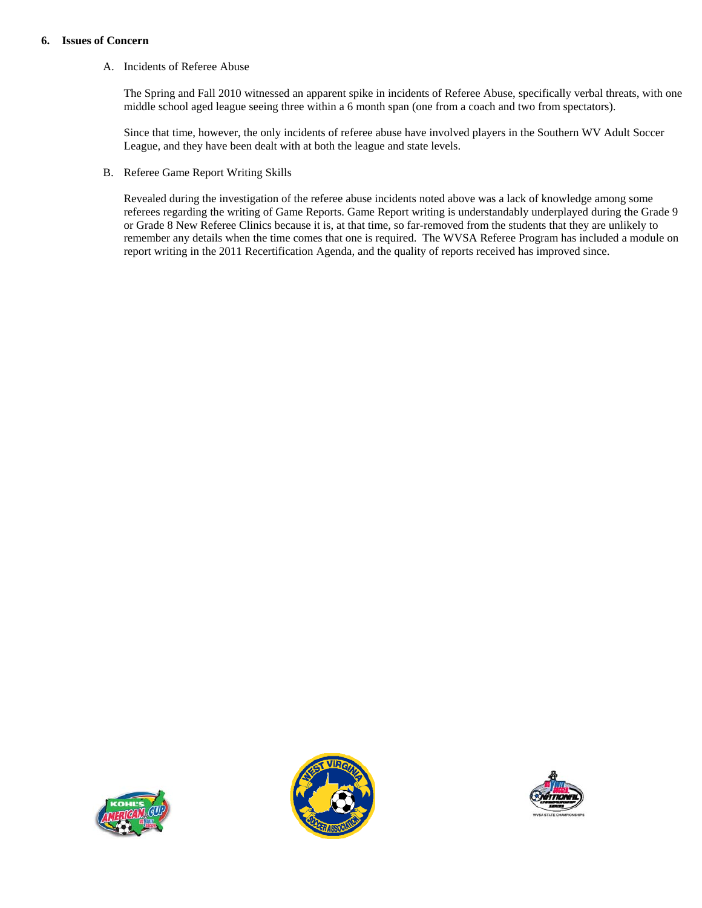## 6. Issues of Concern

A. Incidents of Referee Abuse

The Spring and Fall 2010 witnessed an apparent spike in incidents of Referee Abuse, specifically verbal threats, with one middle school aged league seeing three within a 6 month span (one from a coach and two from spectators).

Since that time, however, the only incidents of referee abuse have involved players in the Southern WV Adult Soccer League, and they have been dealt with at both the league and state levels.

B. Referee Game Report Writing Skills

Revealed during the investigation of the referee abuse incidents noted above was a lack of knowledge among some referees regarding the writing of Game Reports. Game Report writing is understandably underplayed during the Grade 9 or Grade 8 New Referee Clinics because it is, at that time, so far-removed from the students that they are unlikely to remember any details when the time comes that one is required. The WVSA Referee Program has included a module on report writing in the 2011 Recertification Agenda, and the quality of reports received has improved since.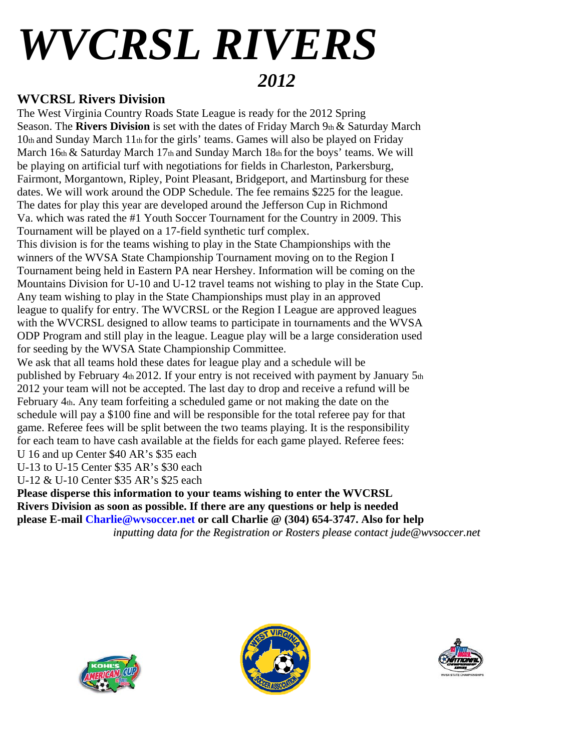# *WVCRSL RIVERS*

## *2012*

### WVCRSL Rivers Division

The West Virginia Country Roads State League is ready for the 2012 Spring Season. The **Rivers Division** is set with the dates of Friday March 9th & Saturday March 10th and Sunday March 11th for the girls' teams. Games will also be played on Friday March 16th & Saturday March 17th and Sunday March 18th for the boys' teams. We will be playing on artificial turf with negotiations for fields in Charleston, Parkersburg, Fairmont, Morgantown, Ripley, Point Pleasant, Bridgeport, and Martinsburg for these dates. We will work around the ODP Schedule. The fee remains $225 for the league. The dates for play this year are developed around the Jefferson Cup in Richmond Va. which was rated the #1 Youth Soccer Tournament for the Country in 2009. This Tournament will be played on a 17-field synthetic turf complex.

This division is for the teams wishing to play in the State Championships with the winners of the WVSA State Championship Tournament moving on to the Region I Tournament being held in Eastern PA near Hershey. Information will be coming on the Mountains Division for U-10 and U-12 travel teams not wishing to play in the State Cup. Any team wishing to play in the State Championships must play in an approved league to qualify for entry. The WVCRSL or the Region I League are approved leagues with the WVCRSL designed to allow teams to participate in tournaments and the WVSA ODP Program and still play in the league. League play will be a large consideration used for seeding by the WVSA State Championship Committee.

We ask that all teams hold these dates for league play and a schedule will be published by February 4th 2012. If your entry is not received with payment by January 5th 2012 your team will not be accepted. The last day to drop and receive a refund will be February 4th. Any team forfeiting a scheduled game or not making the date on the schedule will pay a $100 fine and will be responsible for the total referee pay for that game. Referee fees will be split between the two teams playing. It is the responsibility for each team to have cash available at the fields for each game played. Referee fees:

U 16 and up Center $40 AR's $35 each

U-13 to U-15 Center $35 AR's $30 each

U-12 & U-10 Center $35 AR's $25 each

**Please disperse this information to your teams wishing to enter the WVCRSL Rivers Division as soon as possible. If there are any questions or help is needed please E-mail Charlie@wvsoccer.net or call Charlie @ (304) 654-3747. Also for help** *inputting data for the Registration or Rosters please contact jude@wvsoccer.net*